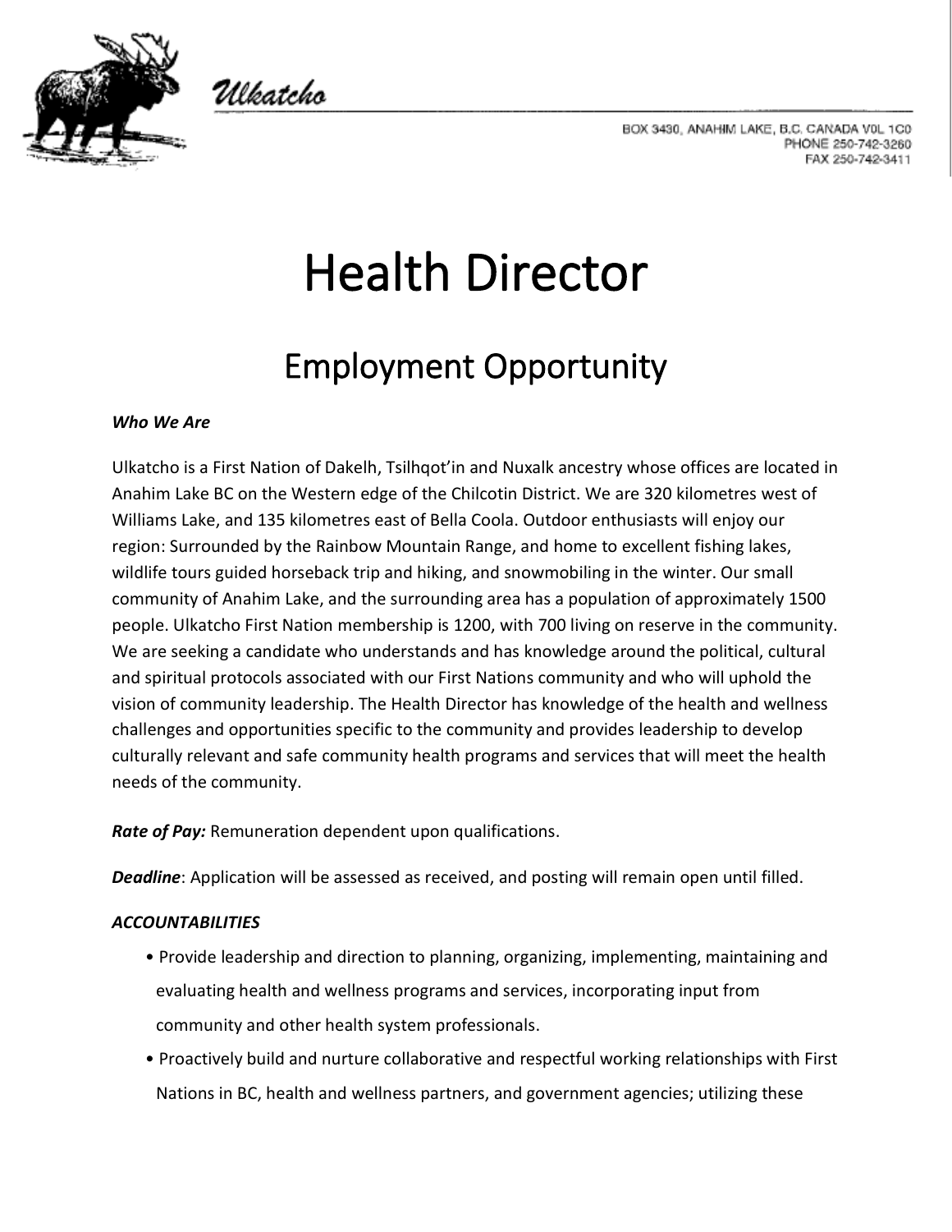Ulkatcho

BOX 3430, ANAHIM LAKE, B.C. CANADA V0L 1C0
PHONE 250-742-3260
FAX 250-742-3411

# Health Director

## Employment Opportunity

***Who We Are***

Ulkatcho is a First Nation of Dakelh, Tsilhqot'in and Nuxalk ancestry whose offices are located in Anahim Lake BC on the Western edge of the Chilcotin District. We are 320 kilometres west of Williams Lake, and 135 kilometres east of Bella Coola. Outdoor enthusiasts will enjoy our region: Surrounded by the Rainbow Mountain Range, and home to excellent fishing lakes, wildlife tours guided horseback trip and hiking, and snowmobiling in the winter. Our small community of Anahim Lake, and the surrounding area has a population of approximately 1500 people. Ulkatcho First Nation membership is 1200, with 700 living on reserve in the community. We are seeking a candidate who understands and has knowledge around the political, cultural and spiritual protocols associated with our First Nations community and who will uphold the vision of community leadership. The Health Director has knowledge of the health and wellness challenges and opportunities specific to the community and provides leadership to develop culturally relevant and safe community health programs and services that will meet the health needs of the community.

***Rate of Pay:*** Remuneration dependent upon qualifications.

***Deadline***: Application will be assessed as received, and posting will remain open until filled.

***ACCOUNTABILITIES***

- Provide leadership and direction to planning, organizing, implementing, maintaining and evaluating health and wellness programs and services, incorporating input from community and other health system professionals.
- Proactively build and nurture collaborative and respectful working relationships with First Nations in BC, health and wellness partners, and government agencies; utilizing these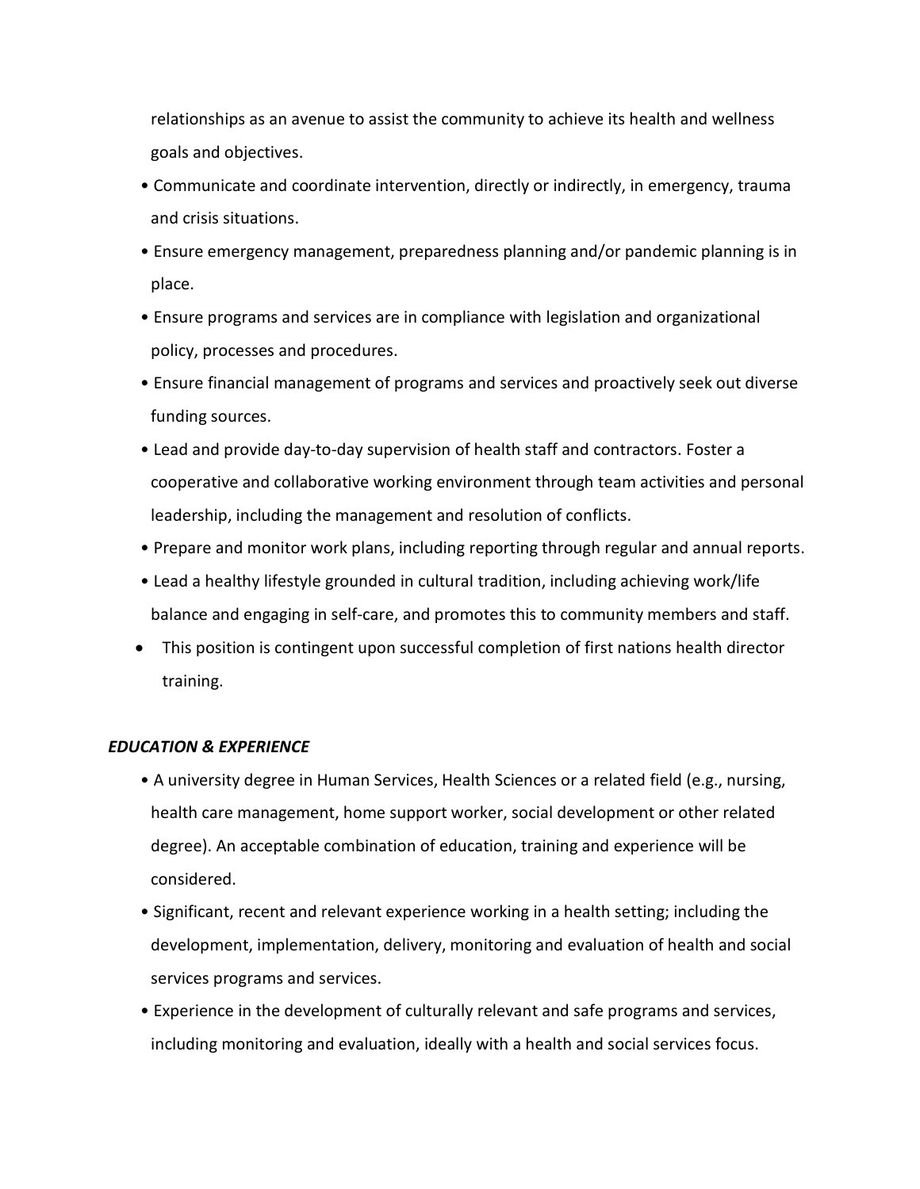relationships as an avenue to assist the community to achieve its health and wellness goals and objectives.

- Communicate and coordinate intervention, directly or indirectly, in emergency, trauma and crisis situations.
- Ensure emergency management, preparedness planning and/or pandemic planning is in place.
- Ensure programs and services are in compliance with legislation and organizational policy, processes and procedures.
- Ensure financial management of programs and services and proactively seek out diverse funding sources.
- Lead and provide day-to-day supervision of health staff and contractors. Foster a cooperative and collaborative working environment through team activities and personal leadership, including the management and resolution of conflicts.
- Prepare and monitor work plans, including reporting through regular and annual reports.
- Lead a healthy lifestyle grounded in cultural tradition, including achieving work/life balance and engaging in self-care, and promotes this to community members and staff.
- This position is contingent upon successful completion of first nations health director training.

***EDUCATION & EXPERIENCE***

- A university degree in Human Services, Health Sciences or a related field (e.g., nursing, health care management, home support worker, social development or other related degree). An acceptable combination of education, training and experience will be considered.
- Significant, recent and relevant experience working in a health setting; including the development, implementation, delivery, monitoring and evaluation of health and social services programs and services.
- Experience in the development of culturally relevant and safe programs and services, including monitoring and evaluation, ideally with a health and social services focus.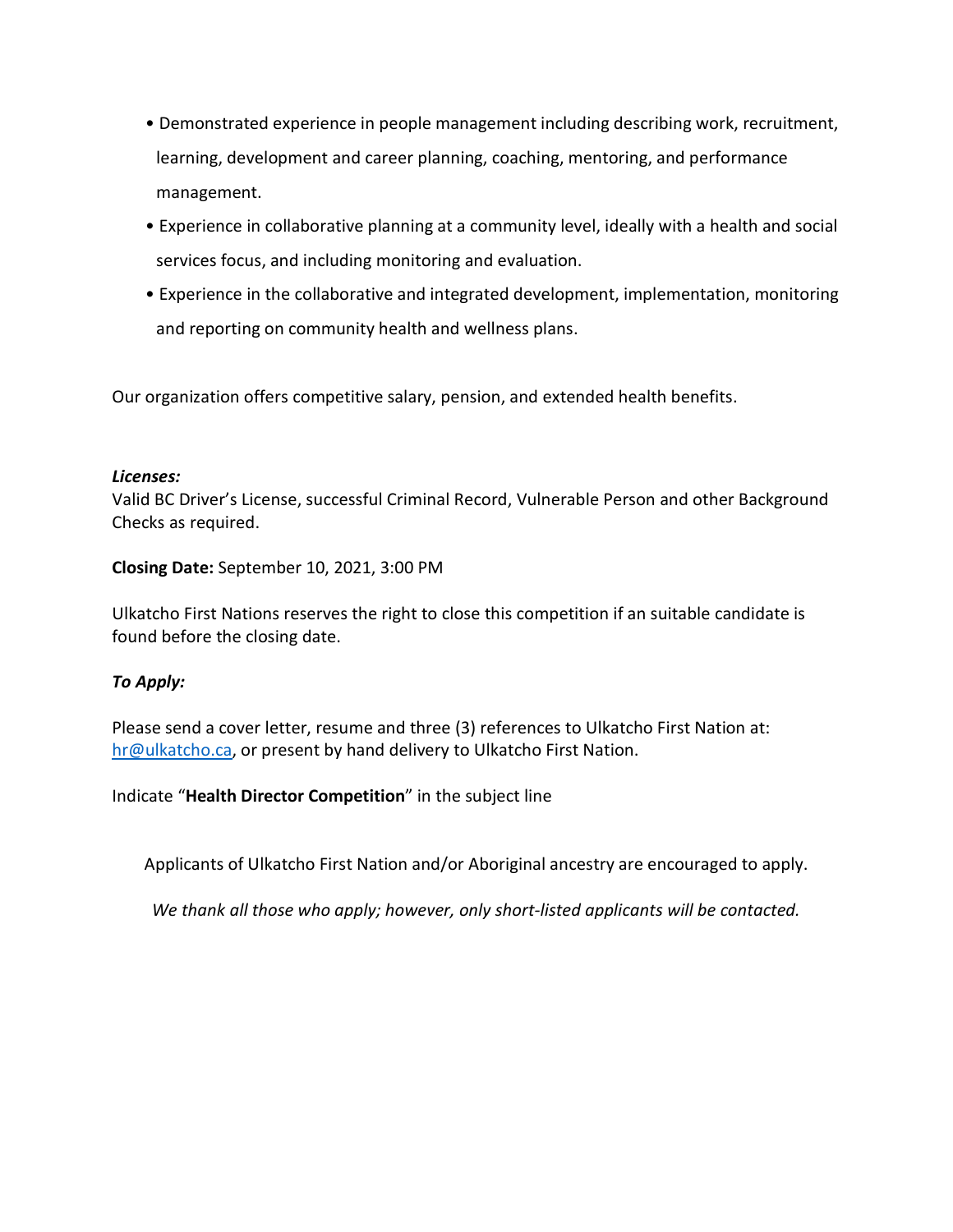- Demonstrated experience in people management including describing work, recruitment, learning, development and career planning, coaching, mentoring, and performance management.
- Experience in collaborative planning at a community level, ideally with a health and social services focus, and including monitoring and evaluation.
- Experience in the collaborative and integrated development, implementation, monitoring and reporting on community health and wellness plans.

Our organization offers competitive salary, pension, and extended health benefits.

***Licenses:***
Valid BC Driver's License, successful Criminal Record, Vulnerable Person and other Background Checks as required.

**Closing Date:** September 10, 2021, 3:00 PM

Ulkatcho First Nations reserves the right to close this competition if an suitable candidate is found before the closing date.

***To Apply:***

Please send a cover letter, resume and three (3) references to Ulkatcho First Nation at: hr@ulkatcho.ca, or present by hand delivery to Ulkatcho First Nation.

Indicate "**Health Director Competition**" in the subject line

Applicants of Ulkatcho First Nation and/or Aboriginal ancestry are encouraged to apply.

*We thank all those who apply; however, only short-listed applicants will be contacted.*